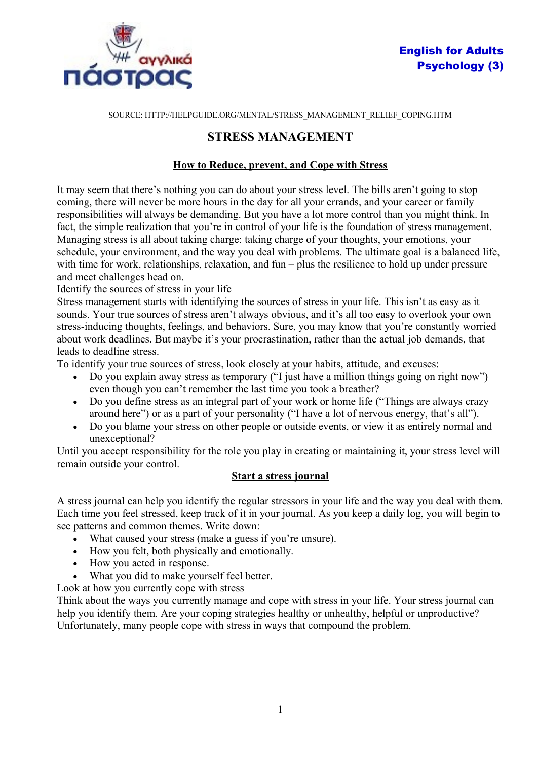English for Adults
Psychology (3)

SOURCE: HTTP://HELPGUIDE.ORG/MENTAL/STRESS_MANAGEMENT_RELIEF_COPING.HTM

# STRESS MANAGEMENT

## How to Reduce, prevent, and Cope with Stress

It may seem that there's nothing you can do about your stress level. The bills aren't going to stop coming, there will never be more hours in the day for all your errands, and your career or family responsibilities will always be demanding. But you have a lot more control than you might think. In fact, the simple realization that you're in control of your life is the foundation of stress management. Managing stress is all about taking charge: taking charge of your thoughts, your emotions, your schedule, your environment, and the way you deal with problems. The ultimate goal is a balanced life, with time for work, relationships, relaxation, and fun – plus the resilience to hold up under pressure and meet challenges head on.

Identify the sources of stress in your life

Stress management starts with identifying the sources of stress in your life. This isn't as easy as it sounds. Your true sources of stress aren't always obvious, and it's all too easy to overlook your own stress-inducing thoughts, feelings, and behaviors. Sure, you may know that you're constantly worried about work deadlines. But maybe it's your procrastination, rather than the actual job demands, that leads to deadline stress.

To identify your true sources of stress, look closely at your habits, attitude, and excuses:

- Do you explain away stress as temporary ("I just have a million things going on right now") even though you can't remember the last time you took a breather?
- Do you define stress as an integral part of your work or home life ("Things are always crazy around here") or as a part of your personality ("I have a lot of nervous energy, that's all").
- Do you blame your stress on other people or outside events, or view it as entirely normal and unexceptional?

Until you accept responsibility for the role you play in creating or maintaining it, your stress level will remain outside your control.

## Start a stress journal

A stress journal can help you identify the regular stressors in your life and the way you deal with them. Each time you feel stressed, keep track of it in your journal. As you keep a daily log, you will begin to see patterns and common themes. Write down:

- What caused your stress (make a guess if you're unsure).
- How you felt, both physically and emotionally.
- How you acted in response.
- What you did to make yourself feel better.

Look at how you currently cope with stress

Think about the ways you currently manage and cope with stress in your life. Your stress journal can help you identify them. Are your coping strategies healthy or unhealthy, helpful or unproductive? Unfortunately, many people cope with stress in ways that compound the problem.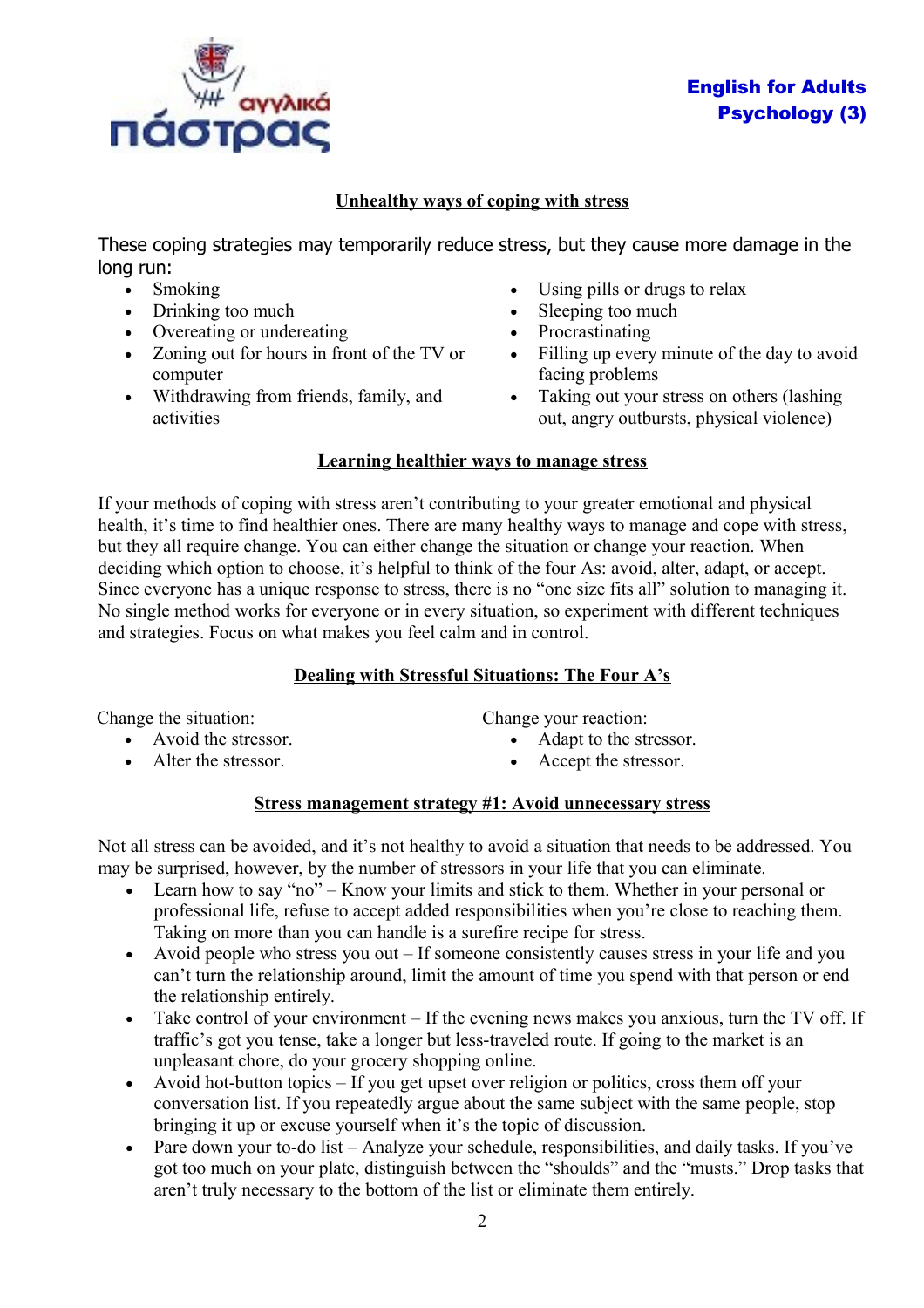## Unhealthy ways of coping with stress

These coping strategies may temporarily reduce stress, but they cause more damage in the long run:

- Smoking
- Drinking too much
- Overeating or undereating
- Zoning out for hours in front of the TV or computer
- Withdrawing from friends, family, and activities
- Using pills or drugs to relax
- Sleeping too much
- Procrastinating
- Filling up every minute of the day to avoid facing problems
- Taking out your stress on others (lashing out, angry outbursts, physical violence)

## Learning healthier ways to manage stress

If your methods of coping with stress aren't contributing to your greater emotional and physical health, it's time to find healthier ones. There are many healthy ways to manage and cope with stress, but they all require change. You can either change the situation or change your reaction. When deciding which option to choose, it's helpful to think of the four As: avoid, alter, adapt, or accept. Since everyone has a unique response to stress, there is no "one size fits all" solution to managing it. No single method works for everyone or in every situation, so experiment with different techniques and strategies. Focus on what makes you feel calm and in control.

## Dealing with Stressful Situations: The Four A's

Change the situation:

- Avoid the stressor.
- Alter the stressor.

Change your reaction:

- Adapt to the stressor.
- Accept the stressor.

## Stress management strategy #1: Avoid unnecessary stress

Not all stress can be avoided, and it's not healthy to avoid a situation that needs to be addressed. You may be surprised, however, by the number of stressors in your life that you can eliminate.

- Learn how to say "no" – Know your limits and stick to them. Whether in your personal or professional life, refuse to accept added responsibilities when you're close to reaching them. Taking on more than you can handle is a surefire recipe for stress.
- Avoid people who stress you out – If someone consistently causes stress in your life and you can't turn the relationship around, limit the amount of time you spend with that person or end the relationship entirely.
- Take control of your environment – If the evening news makes you anxious, turn the TV off. If traffic's got you tense, take a longer but less-traveled route. If going to the market is an unpleasant chore, do your grocery shopping online.
- Avoid hot-button topics – If you get upset over religion or politics, cross them off your conversation list. If you repeatedly argue about the same subject with the same people, stop bringing it up or excuse yourself when it's the topic of discussion.
- Pare down your to-do list – Analyze your schedule, responsibilities, and daily tasks. If you've got too much on your plate, distinguish between the "shoulds" and the "musts." Drop tasks that aren't truly necessary to the bottom of the list or eliminate them entirely.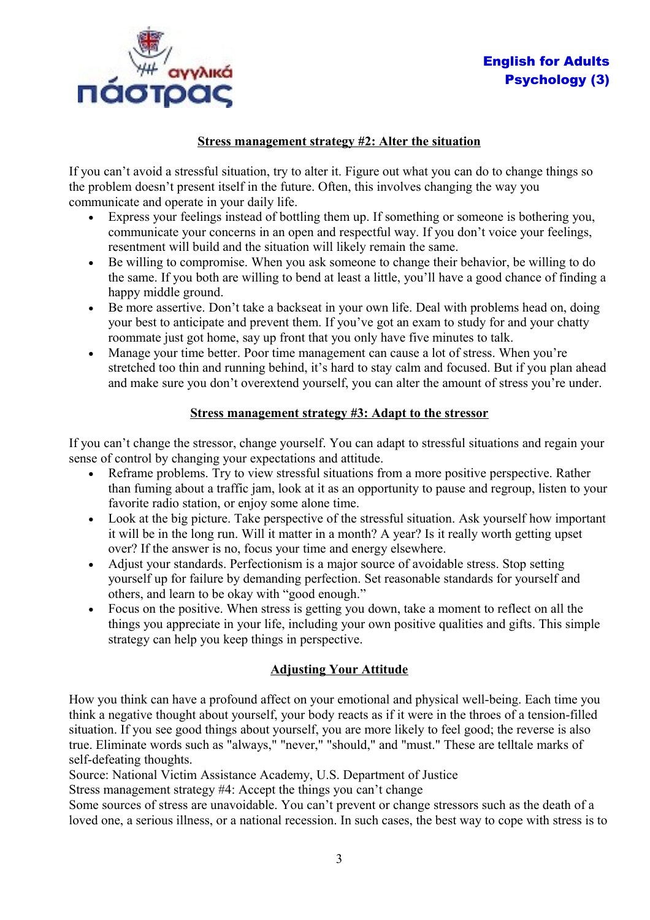## Stress management strategy #2: Alter the situation

If you can't avoid a stressful situation, try to alter it. Figure out what you can do to change things so the problem doesn't present itself in the future. Often, this involves changing the way you communicate and operate in your daily life.

- Express your feelings instead of bottling them up. If something or someone is bothering you, communicate your concerns in an open and respectful way. If you don't voice your feelings, resentment will build and the situation will likely remain the same.
- Be willing to compromise. When you ask someone to change their behavior, be willing to do the same. If you both are willing to bend at least a little, you'll have a good chance of finding a happy middle ground.
- Be more assertive. Don't take a backseat in your own life. Deal with problems head on, doing your best to anticipate and prevent them. If you've got an exam to study for and your chatty roommate just got home, say up front that you only have five minutes to talk.
- Manage your time better. Poor time management can cause a lot of stress. When you're stretched too thin and running behind, it's hard to stay calm and focused. But if you plan ahead and make sure you don't overextend yourself, you can alter the amount of stress you're under.

## Stress management strategy #3: Adapt to the stressor

If you can't change the stressor, change yourself. You can adapt to stressful situations and regain your sense of control by changing your expectations and attitude.

- Reframe problems. Try to view stressful situations from a more positive perspective. Rather than fuming about a traffic jam, look at it as an opportunity to pause and regroup, listen to your favorite radio station, or enjoy some alone time.
- Look at the big picture. Take perspective of the stressful situation. Ask yourself how important it will be in the long run. Will it matter in a month? A year? Is it really worth getting upset over? If the answer is no, focus your time and energy elsewhere.
- Adjust your standards. Perfectionism is a major source of avoidable stress. Stop setting yourself up for failure by demanding perfection. Set reasonable standards for yourself and others, and learn to be okay with "good enough."
- Focus on the positive. When stress is getting you down, take a moment to reflect on all the things you appreciate in your life, including your own positive qualities and gifts. This simple strategy can help you keep things in perspective.

## Adjusting Your Attitude

How you think can have a profound affect on your emotional and physical well-being. Each time you think a negative thought about yourself, your body reacts as if it were in the throes of a tension-filled situation. If you see good things about yourself, you are more likely to feel good; the reverse is also true. Eliminate words such as "always," "never," "should," and "must." These are telltale marks of self-defeating thoughts.

Source: National Victim Assistance Academy, U.S. Department of Justice

Stress management strategy #4: Accept the things you can't change

Some sources of stress are unavoidable. You can't prevent or change stressors such as the death of a loved one, a serious illness, or a national recession. In such cases, the best way to cope with stress is to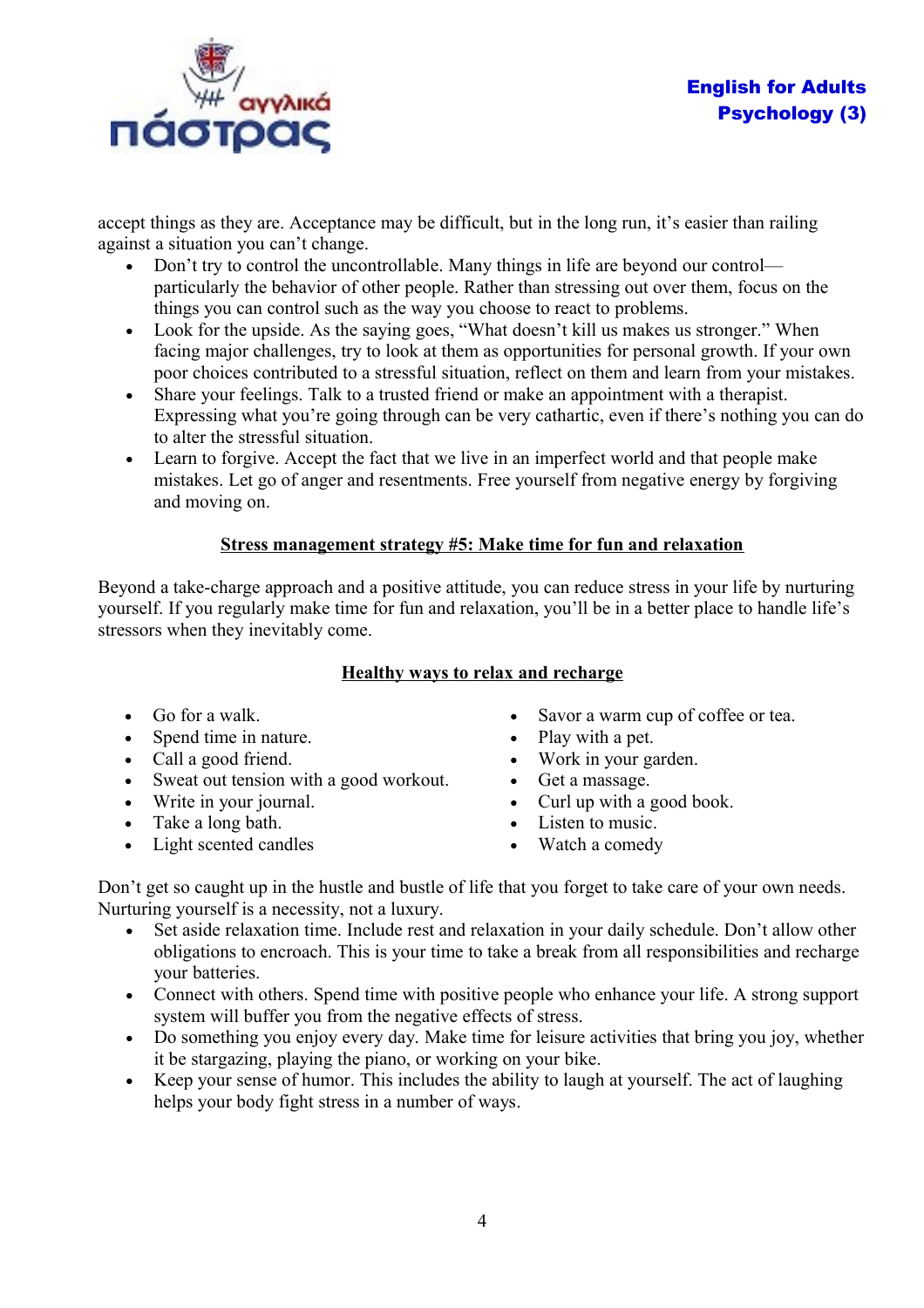accept things as they are. Acceptance may be difficult, but in the long run, it's easier than railing against a situation you can't change.

- Don't try to control the uncontrollable. Many things in life are beyond our control—particularly the behavior of other people. Rather than stressing out over them, focus on the things you can control such as the way you choose to react to problems.
- Look for the upside. As the saying goes, "What doesn't kill us makes us stronger." When facing major challenges, try to look at them as opportunities for personal growth. If your own poor choices contributed to a stressful situation, reflect on them and learn from your mistakes.
- Share your feelings. Talk to a trusted friend or make an appointment with a therapist. Expressing what you're going through can be very cathartic, even if there's nothing you can do to alter the stressful situation.
- Learn to forgive. Accept the fact that we live in an imperfect world and that people make mistakes. Let go of anger and resentments. Free yourself from negative energy by forgiving and moving on.

## Stress management strategy #5: Make time for fun and relaxation

Beyond a take-charge approach and a positive attitude, you can reduce stress in your life by nurturing yourself. If you regularly make time for fun and relaxation, you'll be in a better place to handle life's stressors when they inevitably come.

### Healthy ways to relax and recharge

- Go for a walk.
- Spend time in nature.
- Call a good friend.
- Sweat out tension with a good workout.
- Write in your journal.
- Take a long bath.
- Light scented candles
- Savor a warm cup of coffee or tea.
- Play with a pet.
- Work in your garden.
- Get a massage.
- Curl up with a good book.
- Listen to music.
- Watch a comedy

Don't get so caught up in the hustle and bustle of life that you forget to take care of your own needs. Nurturing yourself is a necessity, not a luxury.

- Set aside relaxation time. Include rest and relaxation in your daily schedule. Don't allow other obligations to encroach. This is your time to take a break from all responsibilities and recharge your batteries.
- Connect with others. Spend time with positive people who enhance your life. A strong support system will buffer you from the negative effects of stress.
- Do something you enjoy every day. Make time for leisure activities that bring you joy, whether it be stargazing, playing the piano, or working on your bike.
- Keep your sense of humor. This includes the ability to laugh at yourself. The act of laughing helps your body fight stress in a number of ways.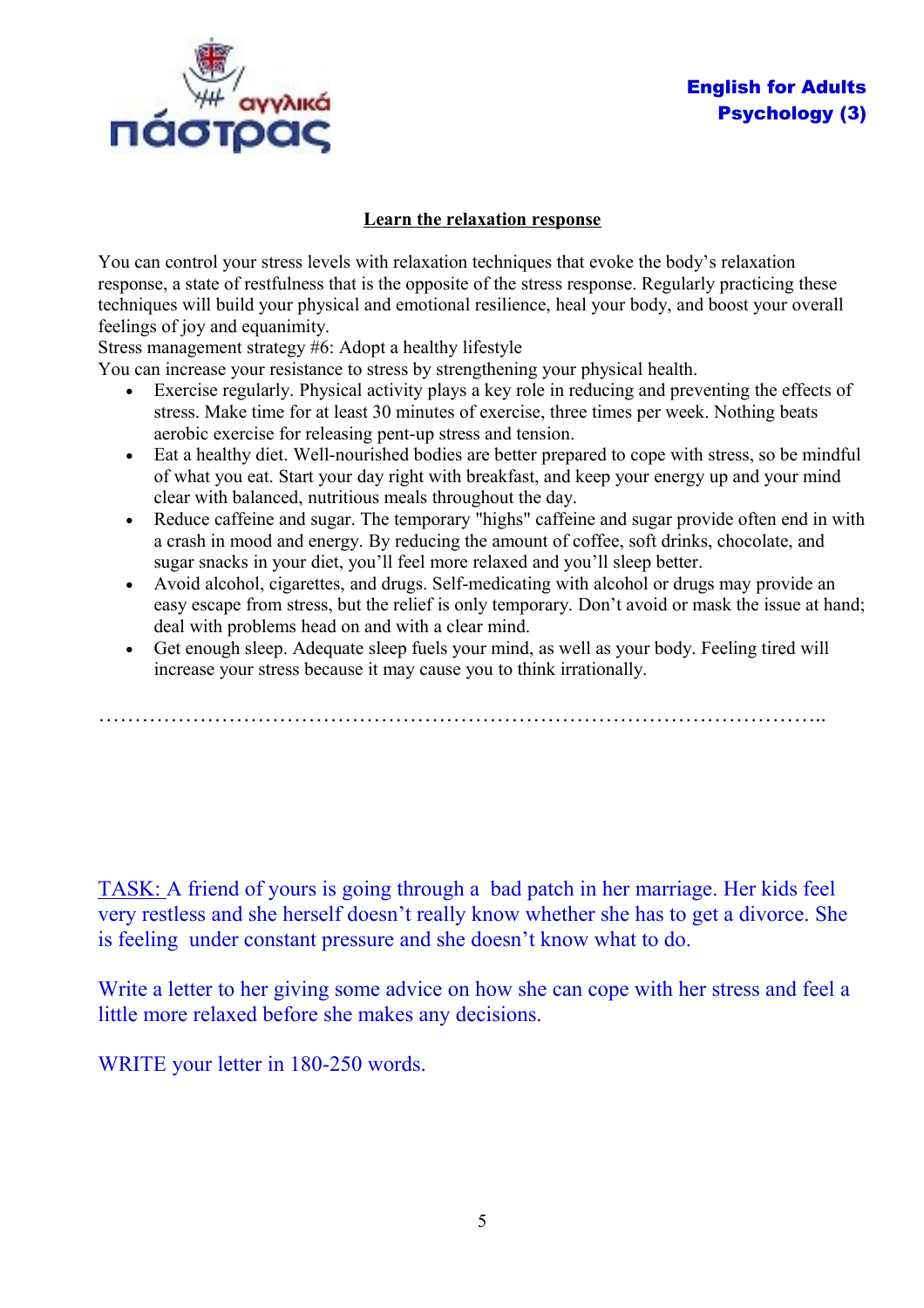**English for Adults**
**Psychology (3)**

**Learn the relaxation response**

You can control your stress levels with relaxation techniques that evoke the body's relaxation response, a state of restfulness that is the opposite of the stress response. Regularly practicing these techniques will build your physical and emotional resilience, heal your body, and boost your overall feelings of joy and equanimity.
Stress management strategy #6: Adopt a healthy lifestyle
You can increase your resistance to stress by strengthening your physical health.

- Exercise regularly. Physical activity plays a key role in reducing and preventing the effects of stress. Make time for at least 30 minutes of exercise, three times per week. Nothing beats aerobic exercise for releasing pent-up stress and tension.
- Eat a healthy diet. Well-nourished bodies are better prepared to cope with stress, so be mindful of what you eat. Start your day right with breakfast, and keep your energy up and your mind clear with balanced, nutritious meals throughout the day.
- Reduce caffeine and sugar. The temporary "highs" caffeine and sugar provide often end in with a crash in mood and energy. By reducing the amount of coffee, soft drinks, chocolate, and sugar snacks in your diet, you'll feel more relaxed and you'll sleep better.
- Avoid alcohol, cigarettes, and drugs. Self-medicating with alcohol or drugs may provide an easy escape from stress, but the relief is only temporary. Don't avoid or mask the issue at hand; deal with problems head on and with a clear mind.
- Get enough sleep. Adequate sleep fuels your mind, as well as your body. Feeling tired will increase your stress because it may cause you to think irrationally.

…………………………………………………………………………………………..

TASK: A friend of yours is going through a bad patch in her marriage. Her kids feel very restless and she herself doesn't really know whether she has to get a divorce. She is feeling under constant pressure and she doesn't know what to do.

Write a letter to her giving some advice on how she can cope with her stress and feel a little more relaxed before she makes any decisions.

WRITE your letter in 180-250 words.